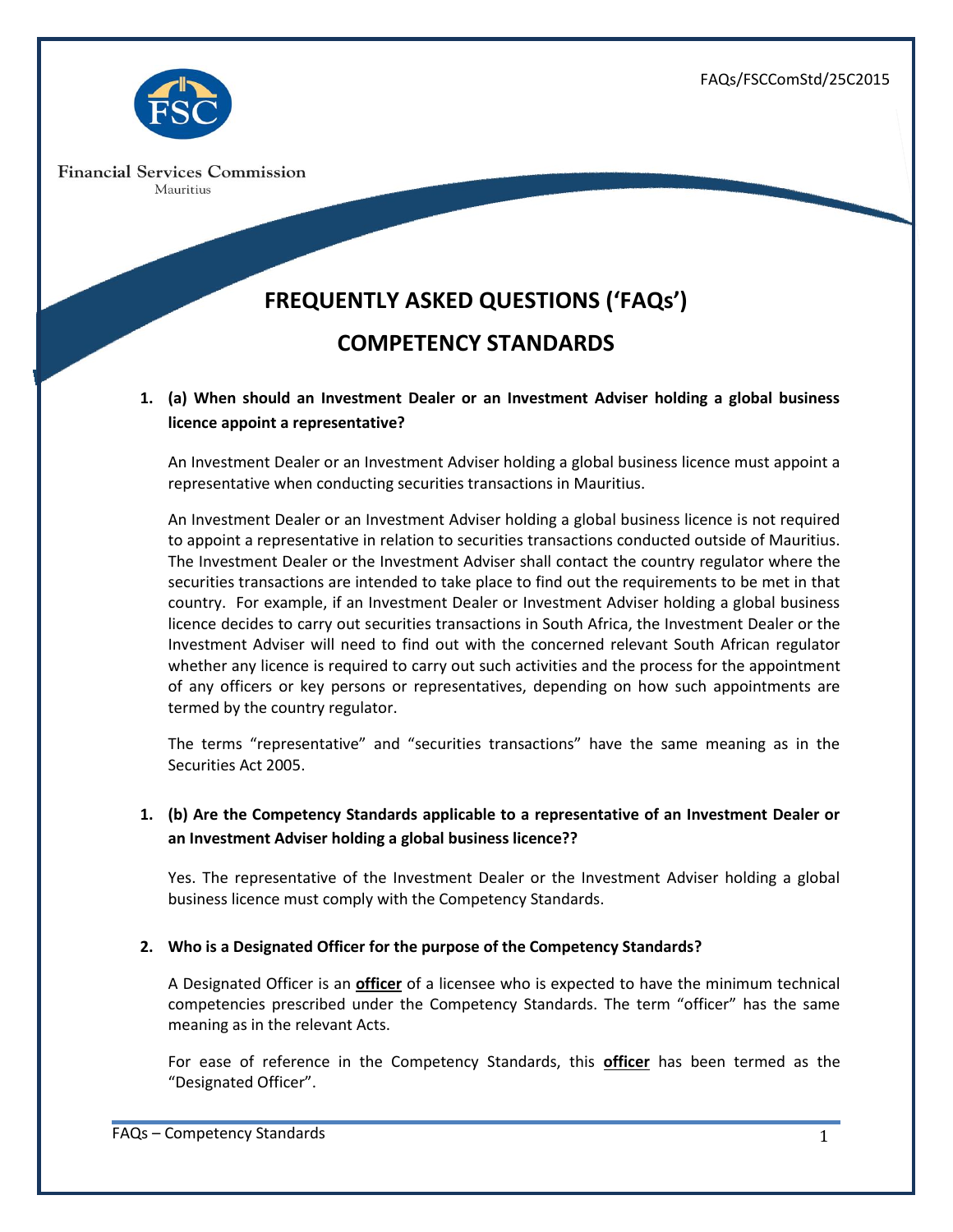FAQs/FSCComStd/25C2015

Financial Services Commission
Mauritius

# FREQUENTLY ASKED QUESTIONS ('FAQs')

# COMPETENCY STANDARDS

**1. (a) When should an Investment Dealer or an Investment Adviser holding a global business licence appoint a representative?**

An Investment Dealer or an Investment Adviser holding a global business licence must appoint a representative when conducting securities transactions in Mauritius.

An Investment Dealer or an Investment Adviser holding a global business licence is not required to appoint a representative in relation to securities transactions conducted outside of Mauritius. The Investment Dealer or the Investment Adviser shall contact the country regulator where the securities transactions are intended to take place to find out the requirements to be met in that country. For example, if an Investment Dealer or Investment Adviser holding a global business licence decides to carry out securities transactions in South Africa, the Investment Dealer or the Investment Adviser will need to find out with the concerned relevant South African regulator whether any licence is required to carry out such activities and the process for the appointment of any officers or key persons or representatives, depending on how such appointments are termed by the country regulator.

The terms "representative" and "securities transactions" have the same meaning as in the Securities Act 2005.

**1. (b) Are the Competency Standards applicable to a representative of an Investment Dealer or an Investment Adviser holding a global business licence??**

Yes. The representative of the Investment Dealer or the Investment Adviser holding a global business licence must comply with the Competency Standards.

**2. Who is a Designated Officer for the purpose of the Competency Standards?**

A Designated Officer is an **officer** of a licensee who is expected to have the minimum technical competencies prescribed under the Competency Standards. The term "officer" has the same meaning as in the relevant Acts.

For ease of reference in the Competency Standards, this **officer** has been termed as the "Designated Officer".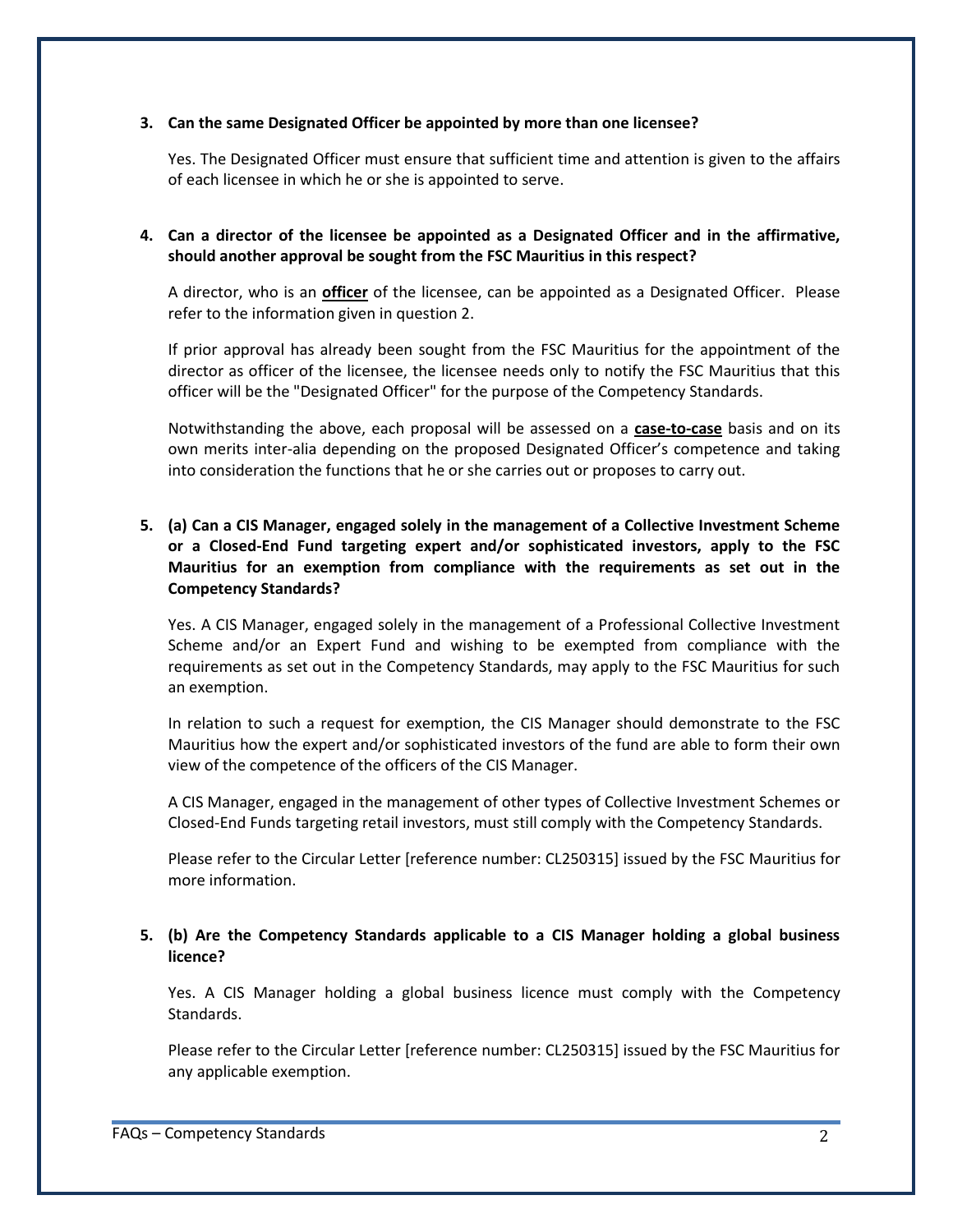**3. Can the same Designated Officer be appointed by more than one licensee?**

Yes. The Designated Officer must ensure that sufficient time and attention is given to the affairs of each licensee in which he or she is appointed to serve.

**4. Can a director of the licensee be appointed as a Designated Officer and in the affirmative, should another approval be sought from the FSC Mauritius in this respect?**

A director, who is an **officer** of the licensee, can be appointed as a Designated Officer. Please refer to the information given in question 2.

If prior approval has already been sought from the FSC Mauritius for the appointment of the director as officer of the licensee, the licensee needs only to notify the FSC Mauritius that this officer will be the "Designated Officer" for the purpose of the Competency Standards.

Notwithstanding the above, each proposal will be assessed on a **case-to-case** basis and on its own merits inter-alia depending on the proposed Designated Officer's competence and taking into consideration the functions that he or she carries out or proposes to carry out.

**5. (a) Can a CIS Manager, engaged solely in the management of a Collective Investment Scheme or a Closed-End Fund targeting expert and/or sophisticated investors, apply to the FSC Mauritius for an exemption from compliance with the requirements as set out in the Competency Standards?**

Yes. A CIS Manager, engaged solely in the management of a Professional Collective Investment Scheme and/or an Expert Fund and wishing to be exempted from compliance with the requirements as set out in the Competency Standards, may apply to the FSC Mauritius for such an exemption.

In relation to such a request for exemption, the CIS Manager should demonstrate to the FSC Mauritius how the expert and/or sophisticated investors of the fund are able to form their own view of the competence of the officers of the CIS Manager.

A CIS Manager, engaged in the management of other types of Collective Investment Schemes or Closed-End Funds targeting retail investors, must still comply with the Competency Standards.

Please refer to the Circular Letter [reference number: CL250315] issued by the FSC Mauritius for more information.

**5. (b) Are the Competency Standards applicable to a CIS Manager holding a global business licence?**

Yes. A CIS Manager holding a global business licence must comply with the Competency Standards.

Please refer to the Circular Letter [reference number: CL250315] issued by the FSC Mauritius for any applicable exemption.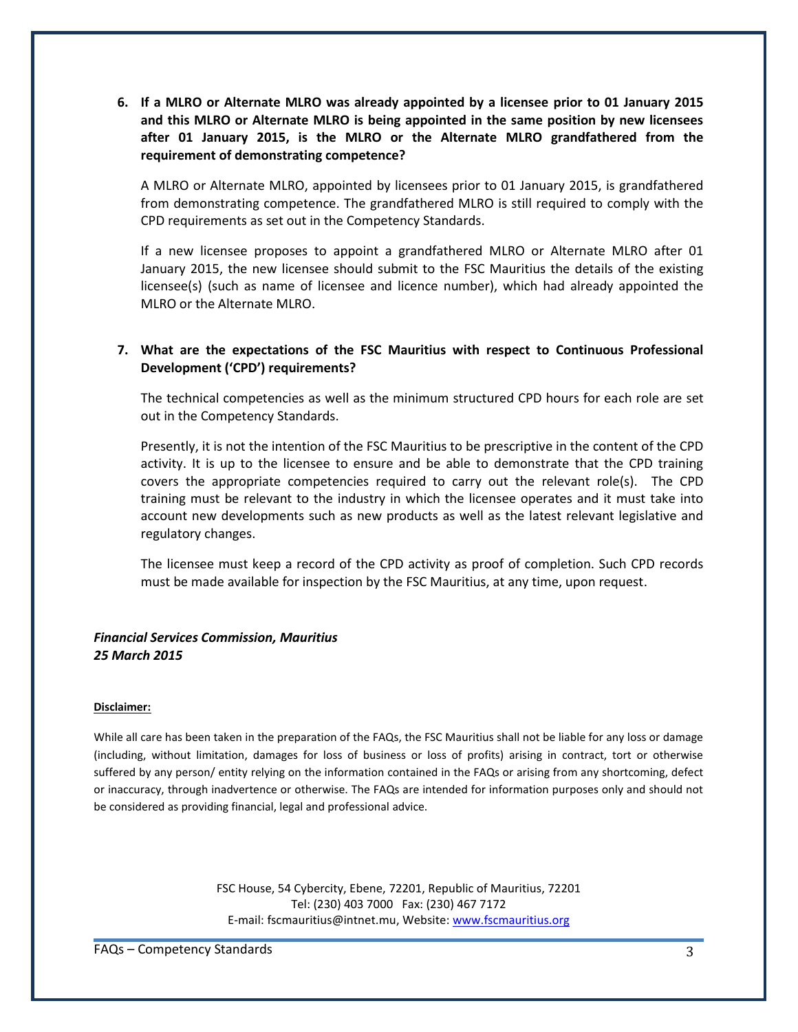**6. If a MLRO or Alternate MLRO was already appointed by a licensee prior to 01 January 2015 and this MLRO or Alternate MLRO is being appointed in the same position by new licensees after 01 January 2015, is the MLRO or the Alternate MLRO grandfathered from the requirement of demonstrating competence?**

A MLRO or Alternate MLRO, appointed by licensees prior to 01 January 2015, is grandfathered from demonstrating competence. The grandfathered MLRO is still required to comply with the CPD requirements as set out in the Competency Standards.

If a new licensee proposes to appoint a grandfathered MLRO or Alternate MLRO after 01 January 2015, the new licensee should submit to the FSC Mauritius the details of the existing licensee(s) (such as name of licensee and licence number), which had already appointed the MLRO or the Alternate MLRO.

**7. What are the expectations of the FSC Mauritius with respect to Continuous Professional Development ('CPD') requirements?**

The technical competencies as well as the minimum structured CPD hours for each role are set out in the Competency Standards.

Presently, it is not the intention of the FSC Mauritius to be prescriptive in the content of the CPD activity. It is up to the licensee to ensure and be able to demonstrate that the CPD training covers the appropriate competencies required to carry out the relevant role(s). The CPD training must be relevant to the industry in which the licensee operates and it must take into account new developments such as new products as well as the latest relevant legislative and regulatory changes.

The licensee must keep a record of the CPD activity as proof of completion. Such CPD records must be made available for inspection by the FSC Mauritius, at any time, upon request.

***Financial Services Commission, Mauritius***
***25 March 2015***

**Disclaimer:**

While all care has been taken in the preparation of the FAQs, the FSC Mauritius shall not be liable for any loss or damage (including, without limitation, damages for loss of business or loss of profits) arising in contract, tort or otherwise suffered by any person/ entity relying on the information contained in the FAQs or arising from any shortcoming, defect or inaccuracy, through inadvertence or otherwise. The FAQs are intended for information purposes only and should not be considered as providing financial, legal and professional advice.

FSC House, 54 Cybercity, Ebene, 72201, Republic of Mauritius, 72201
Tel: (230) 403 7000 Fax: (230) 467 7172
E-mail: fscmauritius@intnet.mu, Website: www.fscmauritius.org